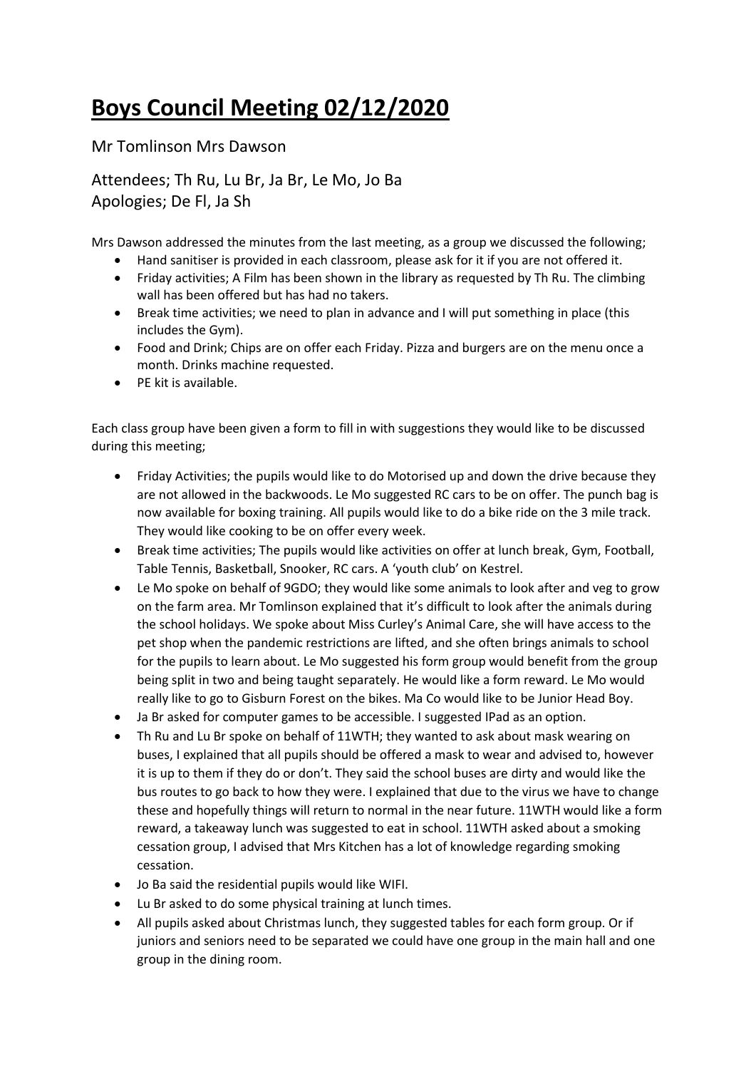# **Boys Council Meeting 02/12/2020**

Mr Tomlinson Mrs Dawson

Attendees; Th Ru, Lu Br, Ja Br, Le Mo, Jo Ba
Apologies; De Fl, Ja Sh

Mrs Dawson addressed the minutes from the last meeting, as a group we discussed the following;

- Hand sanitiser is provided in each classroom, please ask for it if you are not offered it.
- Friday activities; A Film has been shown in the library as requested by Th Ru. The climbing wall has been offered but has had no takers.
- Break time activities; we need to plan in advance and I will put something in place (this includes the Gym).
- Food and Drink; Chips are on offer each Friday. Pizza and burgers are on the menu once a month. Drinks machine requested.
- PE kit is available.

Each class group have been given a form to fill in with suggestions they would like to be discussed during this meeting;

- Friday Activities; the pupils would like to do Motorised up and down the drive because they are not allowed in the backwoods. Le Mo suggested RC cars to be on offer. The punch bag is now available for boxing training. All pupils would like to do a bike ride on the 3 mile track. They would like cooking to be on offer every week.
- Break time activities; The pupils would like activities on offer at lunch break, Gym, Football, Table Tennis, Basketball, Snooker, RC cars. A 'youth club' on Kestrel.
- Le Mo spoke on behalf of 9GDO; they would like some animals to look after and veg to grow on the farm area. Mr Tomlinson explained that it's difficult to look after the animals during the school holidays. We spoke about Miss Curley's Animal Care, she will have access to the pet shop when the pandemic restrictions are lifted, and she often brings animals to school for the pupils to learn about. Le Mo suggested his form group would benefit from the group being split in two and being taught separately. He would like a form reward. Le Mo would really like to go to Gisburn Forest on the bikes. Ma Co would like to be Junior Head Boy.
- Ja Br asked for computer games to be accessible. I suggested IPad as an option.
- Th Ru and Lu Br spoke on behalf of 11WTH; they wanted to ask about mask wearing on buses, I explained that all pupils should be offered a mask to wear and advised to, however it is up to them if they do or don't. They said the school buses are dirty and would like the bus routes to go back to how they were. I explained that due to the virus we have to change these and hopefully things will return to normal in the near future. 11WTH would like a form reward, a takeaway lunch was suggested to eat in school. 11WTH asked about a smoking cessation group, I advised that Mrs Kitchen has a lot of knowledge regarding smoking cessation.
- Jo Ba said the residential pupils would like WIFI.
- Lu Br asked to do some physical training at lunch times.
- All pupils asked about Christmas lunch, they suggested tables for each form group. Or if juniors and seniors need to be separated we could have one group in the main hall and one group in the dining room.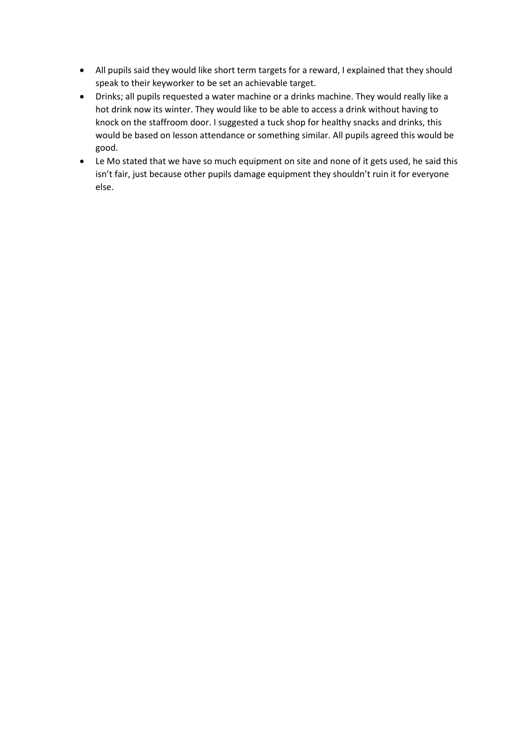- All pupils said they would like short term targets for a reward, I explained that they should speak to their keyworker to be set an achievable target.
- Drinks; all pupils requested a water machine or a drinks machine. They would really like a hot drink now its winter. They would like to be able to access a drink without having to knock on the staffroom door. I suggested a tuck shop for healthy snacks and drinks, this would be based on lesson attendance or something similar. All pupils agreed this would be good.
- Le Mo stated that we have so much equipment on site and none of it gets used, he said this isn't fair, just because other pupils damage equipment they shouldn't ruin it for everyone else.